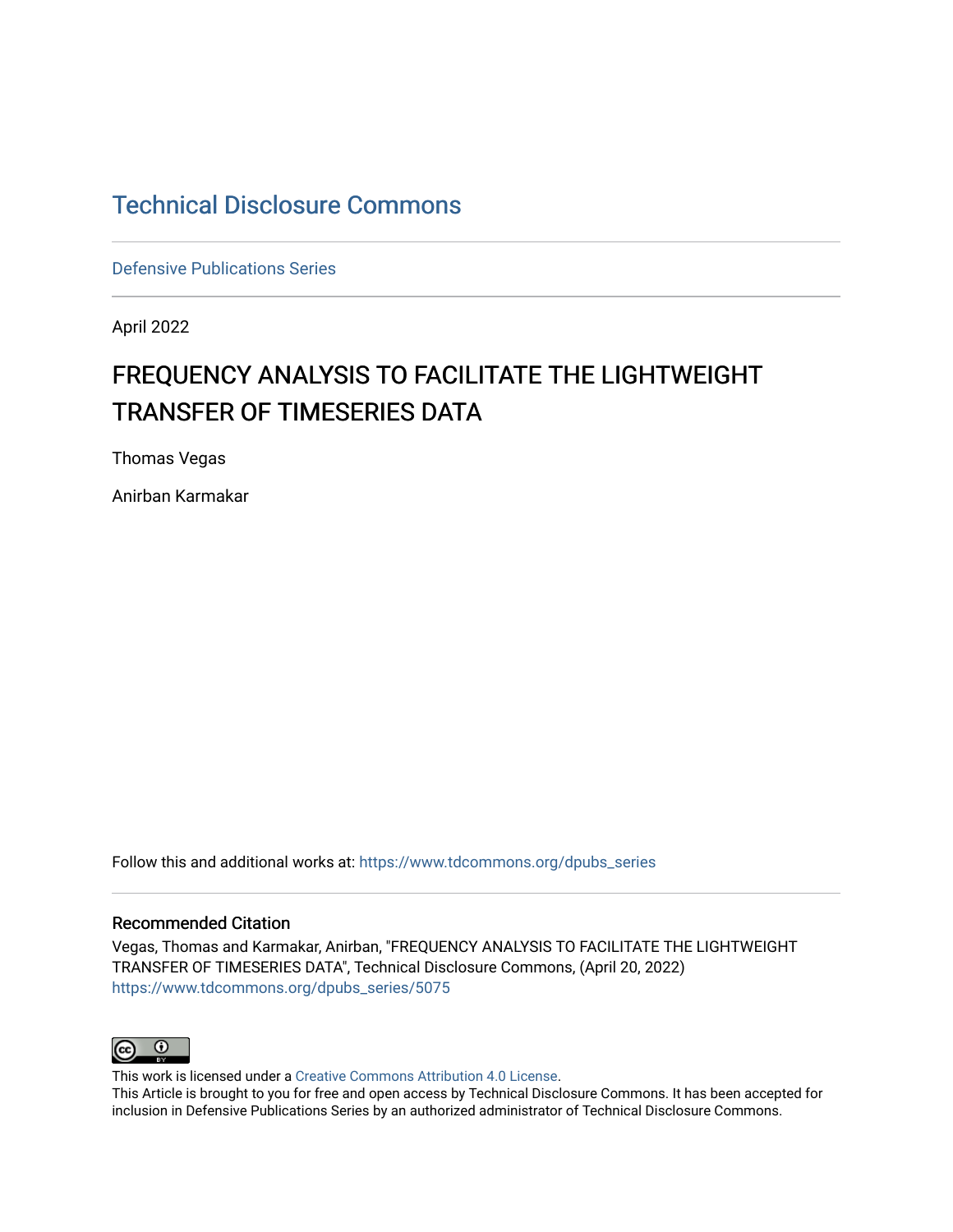# Technical Disclosure Commons

Defensive Publications Series

April 2022

## FREQUENCY ANALYSIS TO FACILITATE THE LIGHTWEIGHT TRANSFER OF TIMESERIES DATA

Thomas Vegas

Anirban Karmakar

Follow this and additional works at: https://www.tdcommons.org/dpubs_series

### Recommended Citation

Vegas, Thomas and Karmakar, Anirban, "FREQUENCY ANALYSIS TO FACILITATE THE LIGHTWEIGHT TRANSFER OF TIMESERIES DATA", Technical Disclosure Commons, (April 20, 2022)
https://www.tdcommons.org/dpubs_series/5075

This work is licensed under a Creative Commons Attribution 4.0 License.
This Article is brought to you for free and open access by Technical Disclosure Commons. It has been accepted for inclusion in Defensive Publications Series by an authorized administrator of Technical Disclosure Commons.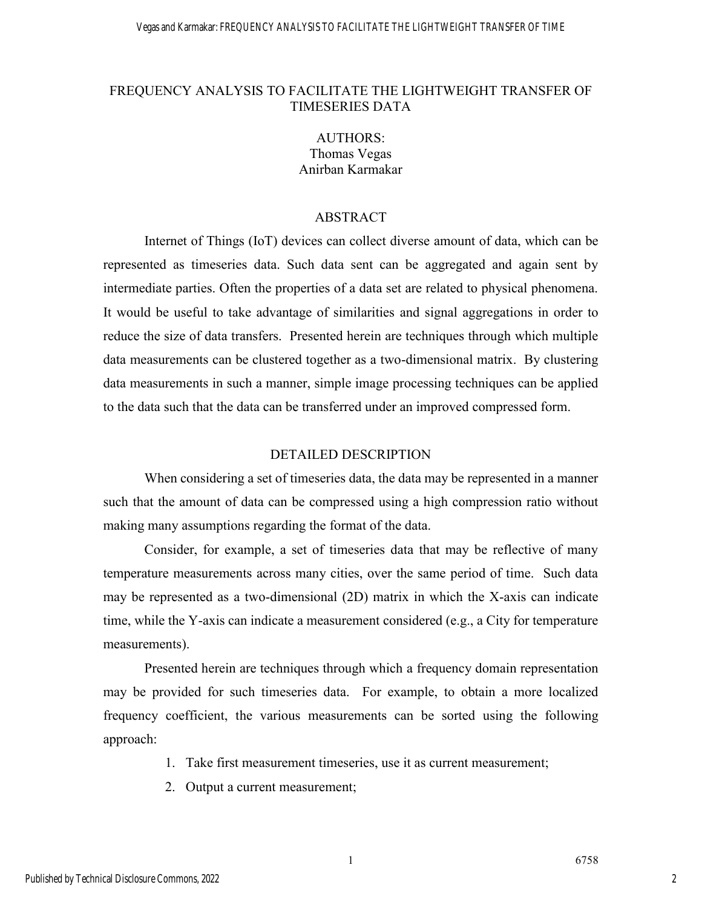# FREQUENCY ANALYSIS TO FACILITATE THE LIGHTWEIGHT TRANSFER OF TIMESERIES DATA

AUTHORS:
Thomas Vegas
Anirban Karmakar

## ABSTRACT

Internet of Things (IoT) devices can collect diverse amount of data, which can be represented as timeseries data. Such data sent can be aggregated and again sent by intermediate parties. Often the properties of a data set are related to physical phenomena. It would be useful to take advantage of similarities and signal aggregations in order to reduce the size of data transfers. Presented herein are techniques through which multiple data measurements can be clustered together as a two-dimensional matrix. By clustering data measurements in such a manner, simple image processing techniques can be applied to the data such that the data can be transferred under an improved compressed form.

## DETAILED DESCRIPTION

When considering a set of timeseries data, the data may be represented in a manner such that the amount of data can be compressed using a high compression ratio without making many assumptions regarding the format of the data.

Consider, for example, a set of timeseries data that may be reflective of many temperature measurements across many cities, over the same period of time. Such data may be represented as a two-dimensional (2D) matrix in which the X-axis can indicate time, while the Y-axis can indicate a measurement considered (e.g., a City for temperature measurements).

Presented herein are techniques through which a frequency domain representation may be provided for such timeseries data. For example, to obtain a more localized frequency coefficient, the various measurements can be sorted using the following approach:

1. Take first measurement timeseries, use it as current measurement;
2. Output a current measurement;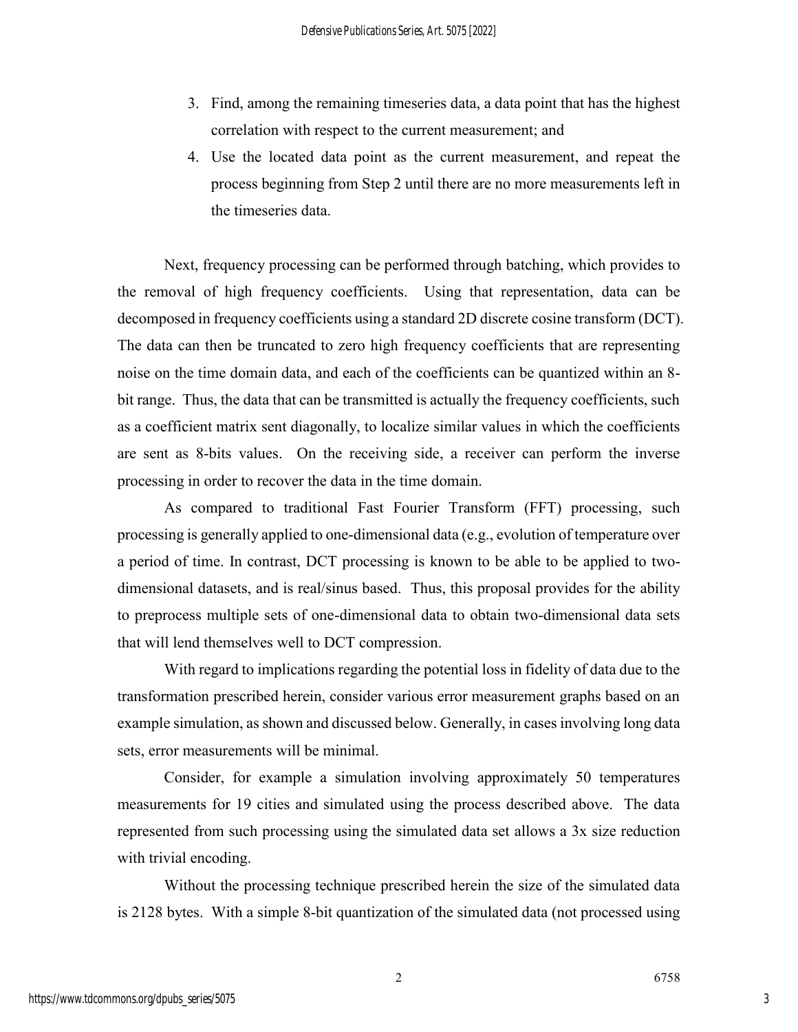3. Find, among the remaining timeseries data, a data point that has the highest correlation with respect to the current measurement; and
4. Use the located data point as the current measurement, and repeat the process beginning from Step 2 until there are no more measurements left in the timeseries data.

Next, frequency processing can be performed through batching, which provides to the removal of high frequency coefficients. Using that representation, data can be decomposed in frequency coefficients using a standard 2D discrete cosine transform (DCT). The data can then be truncated to zero high frequency coefficients that are representing noise on the time domain data, and each of the coefficients can be quantized within an 8-bit range. Thus, the data that can be transmitted is actually the frequency coefficients, such as a coefficient matrix sent diagonally, to localize similar values in which the coefficients are sent as 8-bits values. On the receiving side, a receiver can perform the inverse processing in order to recover the data in the time domain.

As compared to traditional Fast Fourier Transform (FFT) processing, such processing is generally applied to one-dimensional data (e.g., evolution of temperature over a period of time. In contrast, DCT processing is known to be able to be applied to two-dimensional datasets, and is real/sinus based. Thus, this proposal provides for the ability to preprocess multiple sets of one-dimensional data to obtain two-dimensional data sets that will lend themselves well to DCT compression.

With regard to implications regarding the potential loss in fidelity of data due to the transformation prescribed herein, consider various error measurement graphs based on an example simulation, as shown and discussed below. Generally, in cases involving long data sets, error measurements will be minimal.

Consider, for example a simulation involving approximately 50 temperatures measurements for 19 cities and simulated using the process described above. The data represented from such processing using the simulated data set allows a 3x size reduction with trivial encoding.

Without the processing technique prescribed herein the size of the simulated data is 2128 bytes. With a simple 8-bit quantization of the simulated data (not processed using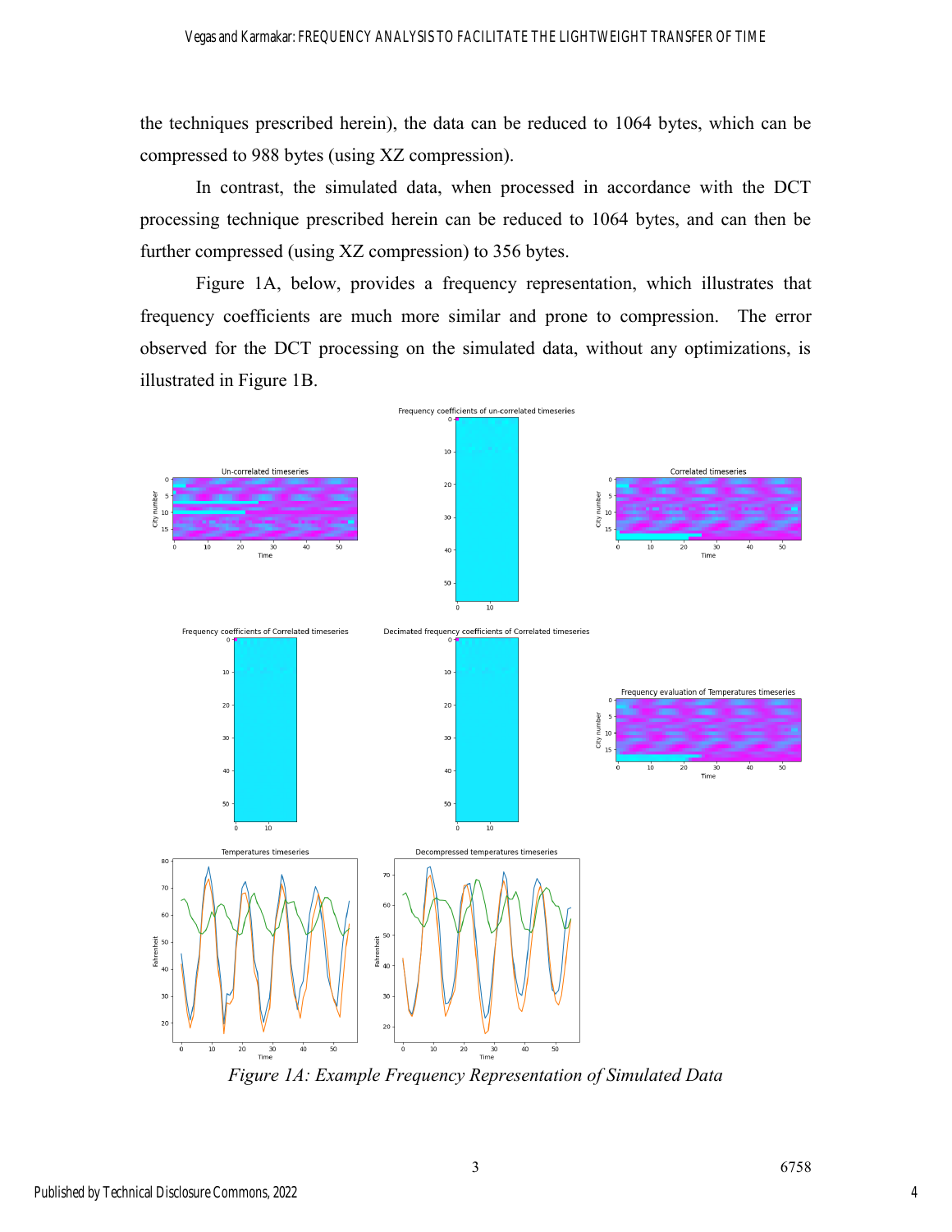the techniques prescribed herein), the data can be reduced to 1064 bytes, which can be compressed to 988 bytes (using XZ compression).

In contrast, the simulated data, when processed in accordance with the DCT processing technique prescribed herein can be reduced to 1064 bytes, and can then be further compressed (using XZ compression) to 356 bytes.

Figure 1A, below, provides a frequency representation, which illustrates that frequency coefficients are much more similar and prone to compression. The error observed for the DCT processing on the simulated data, without any optimizations, is illustrated in Figure 1B.

*Figure 1A: Example Frequency Representation of Simulated Data*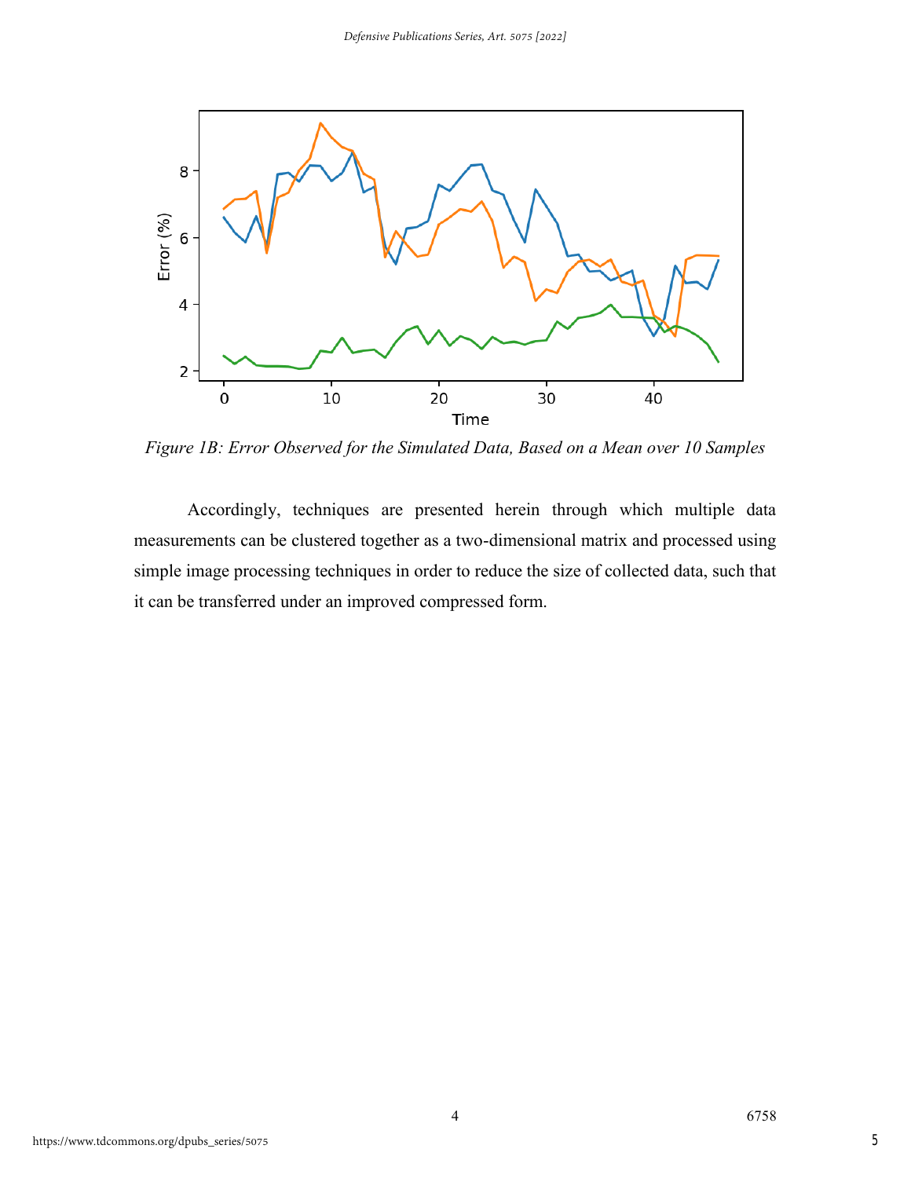Error (%)

8

6

4

2

0

10

20

30

40

Time

*Figure 1B: Error Observed for the Simulated Data, Based on a Mean over 10 Samples*

Accordingly, techniques are presented herein through which multiple data measurements can be clustered together as a two-dimensional matrix and processed using simple image processing techniques in order to reduce the size of collected data, such that it can be transferred under an improved compressed form.